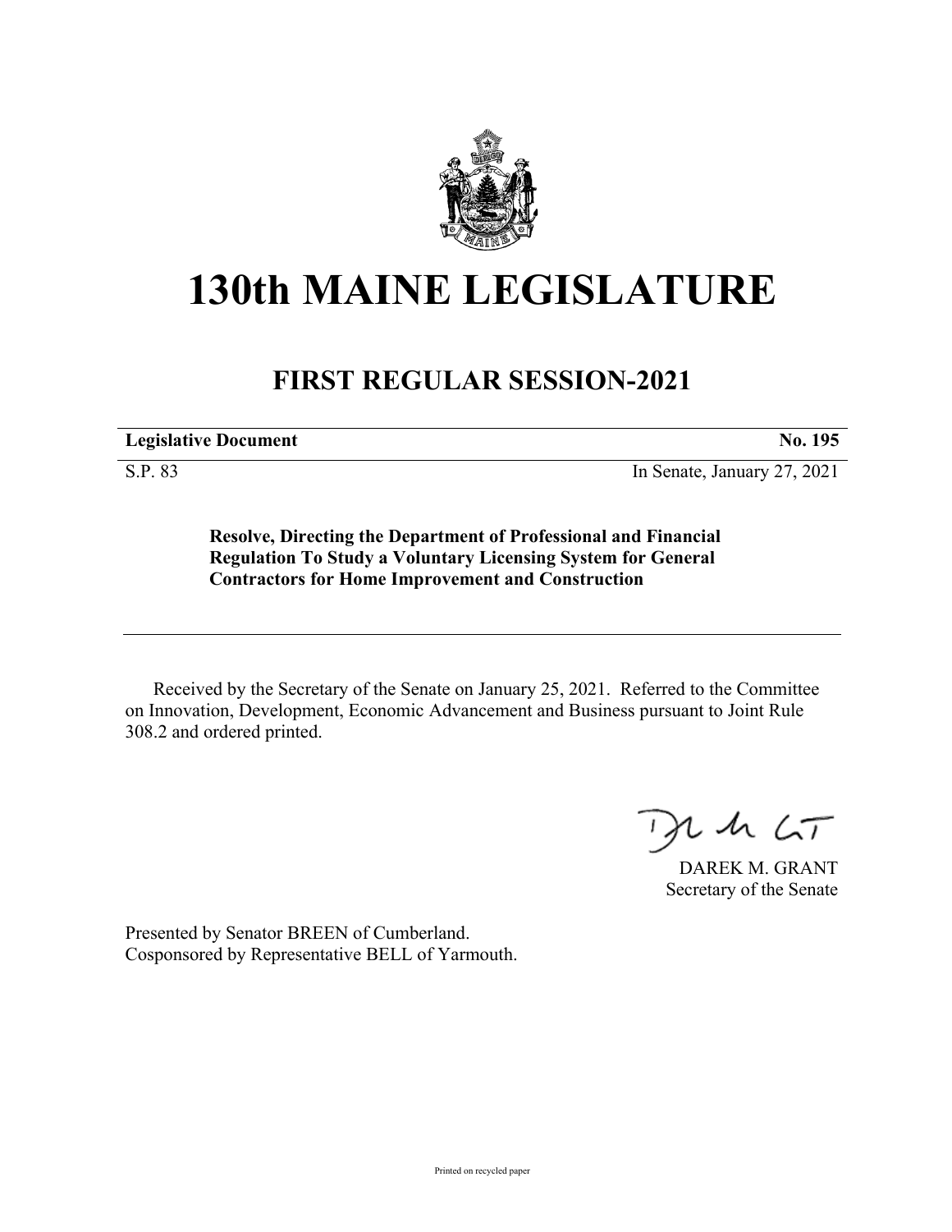# 130th MAINE LEGISLATURE

## FIRST REGULAR SESSION-2021

| **Legislative Document** | **No. 195** |
|---|---|
| S.P. 83 | In Senate, January 27, 2021 |

**Resolve, Directing the Department of Professional and Financial Regulation To Study a Voluntary Licensing System for General Contractors for Home Improvement and Construction**

Received by the Secretary of the Senate on January 25, 2021. Referred to the Committee on Innovation, Development, Economic Advancement and Business pursuant to Joint Rule 308.2 and ordered printed.

DAREK M. GRANT
Secretary of the Senate

Presented by Senator BREEN of Cumberland.
Cosponsored by Representative BELL of Yarmouth.

Printed on recycled paper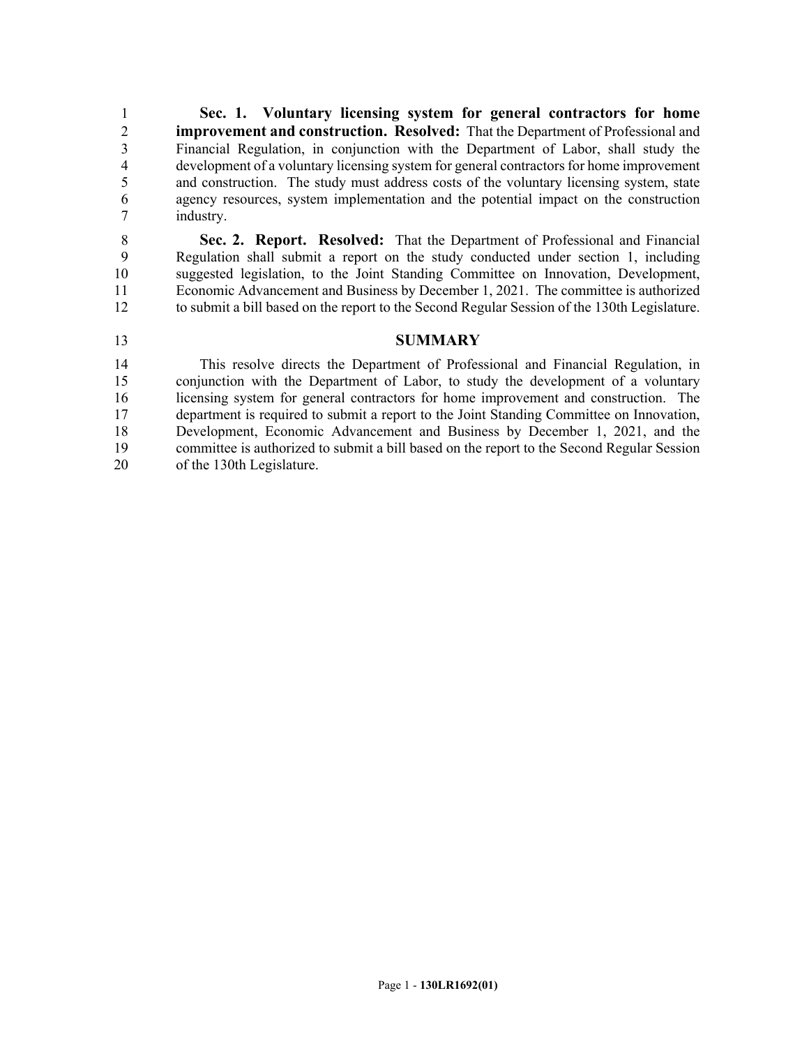**Sec. 1. Voluntary licensing system for general contractors for home improvement and construction. Resolved:** That the Department of Professional and Financial Regulation, in conjunction with the Department of Labor, shall study the development of a voluntary licensing system for general contractors for home improvement and construction. The study must address costs of the voluntary licensing system, state agency resources, system implementation and the potential impact on the construction industry.

**Sec. 2. Report. Resolved:** That the Department of Professional and Financial Regulation shall submit a report on the study conducted under section 1, including suggested legislation, to the Joint Standing Committee on Innovation, Development, Economic Advancement and Business by December 1, 2021. The committee is authorized to submit a bill based on the report to the Second Regular Session of the 130th Legislature.

## SUMMARY

This resolve directs the Department of Professional and Financial Regulation, in conjunction with the Department of Labor, to study the development of a voluntary licensing system for general contractors for home improvement and construction. The department is required to submit a report to the Joint Standing Committee on Innovation, Development, Economic Advancement and Business by December 1, 2021, and the committee is authorized to submit a bill based on the report to the Second Regular Session of the 130th Legislature.